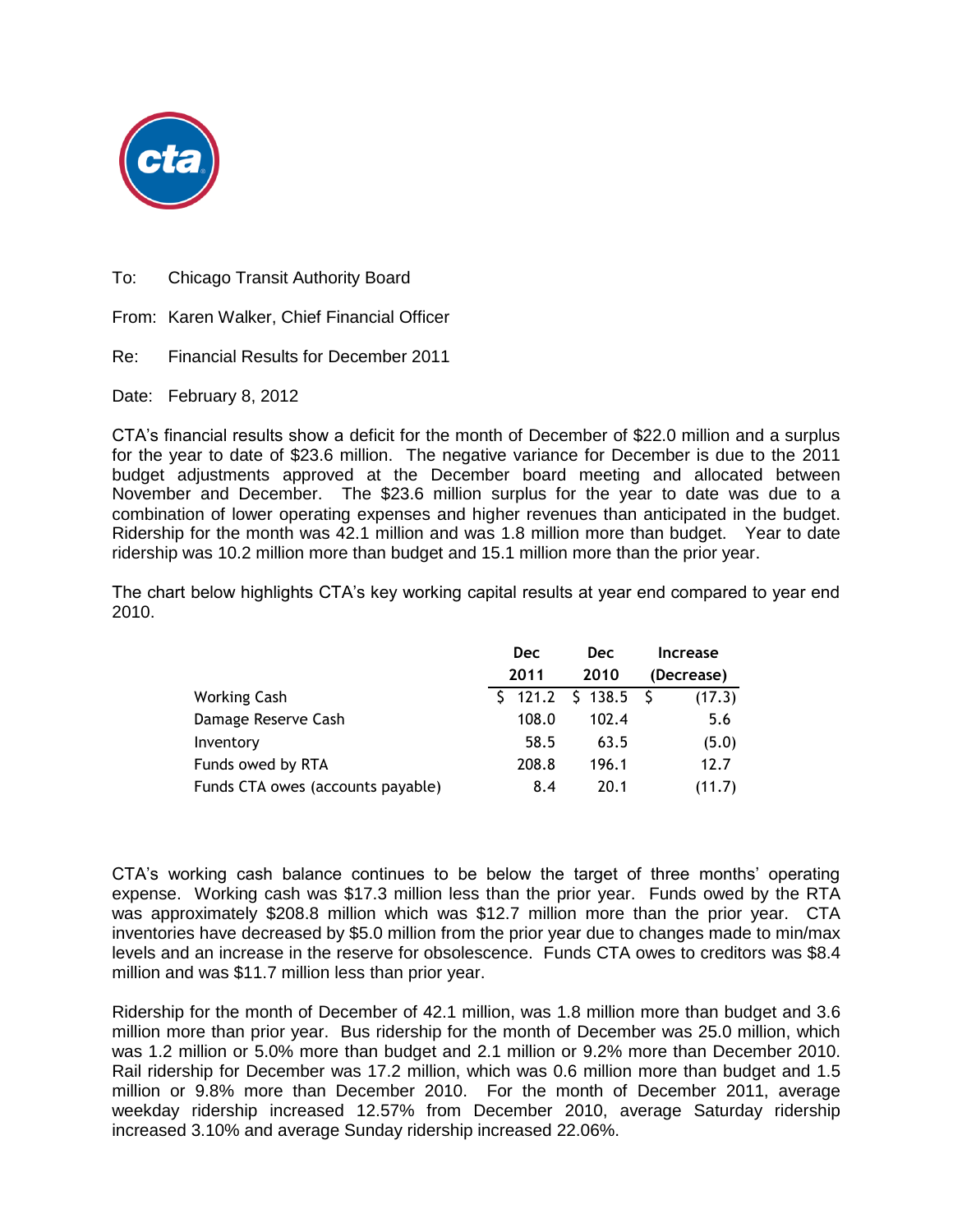To: Chicago Transit Authority Board

From: Karen Walker, Chief Financial Officer

Re: Financial Results for December 2011

Date: February 8, 2012

CTA's financial results show a deficit for the month of December of $22.0 million and a surplus for the year to date of $23.6 million. The negative variance for December is due to the 2011 budget adjustments approved at the December board meeting and allocated between November and December. The $23.6 million surplus for the year to date was due to a combination of lower operating expenses and higher revenues than anticipated in the budget. Ridership for the month was 42.1 million and was 1.8 million more than budget. Year to date ridership was 10.2 million more than budget and 15.1 million more than the prior year.

The chart below highlights CTA's key working capital results at year end compared to year end 2010.

| | Dec 2011 | Dec 2010 | Increase (Decrease) |
|---|---|---|---|
| Working Cash | $ 121.2 | $ 138.5 | $ (17.3) |
| Damage Reserve Cash | 108.0 | 102.4 | 5.6 |
| Inventory | 58.5 | 63.5 | (5.0) |
| Funds owed by RTA | 208.8 | 196.1 | 12.7 |
| Funds CTA owes (accounts payable) | 8.4 | 20.1 | (11.7) |

CTA's working cash balance continues to be below the target of three months' operating expense. Working cash was $17.3 million less than the prior year. Funds owed by the RTA was approximately $208.8 million which was $12.7 million more than the prior year. CTA inventories have decreased by $5.0 million from the prior year due to changes made to min/max levels and an increase in the reserve for obsolescence. Funds CTA owes to creditors was $8.4 million and was $11.7 million less than prior year.

Ridership for the month of December of 42.1 million, was 1.8 million more than budget and 3.6 million more than prior year. Bus ridership for the month of December was 25.0 million, which was 1.2 million or 5.0% more than budget and 2.1 million or 9.2% more than December 2010. Rail ridership for December was 17.2 million, which was 0.6 million more than budget and 1.5 million or 9.8% more than December 2010. For the month of December 2011, average weekday ridership increased 12.57% from December 2010, average Saturday ridership increased 3.10% and average Sunday ridership increased 22.06%.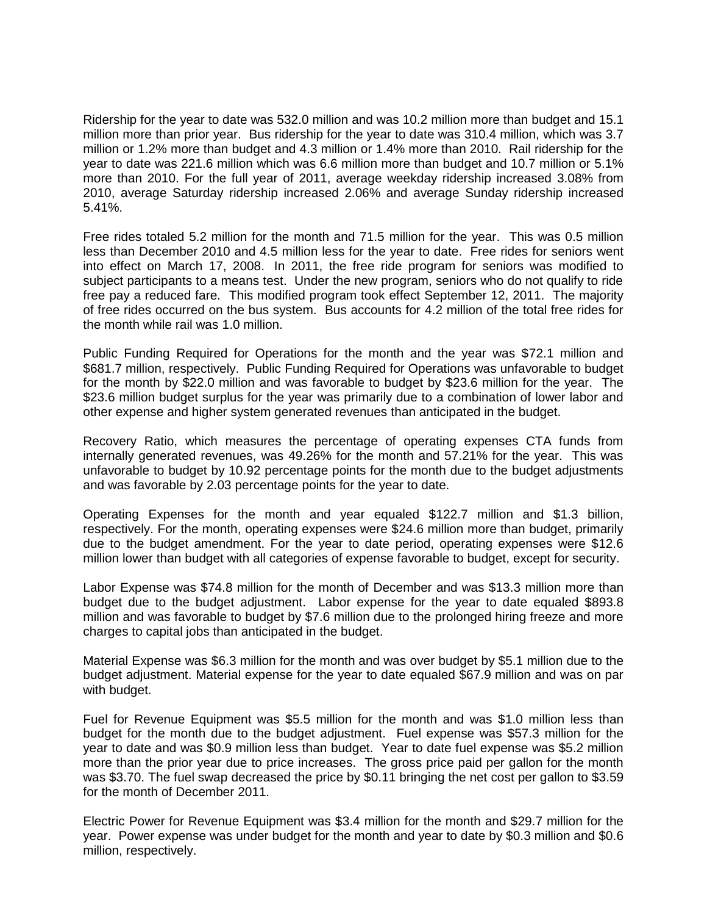Ridership for the year to date was 532.0 million and was 10.2 million more than budget and 15.1 million more than prior year. Bus ridership for the year to date was 310.4 million, which was 3.7 million or 1.2% more than budget and 4.3 million or 1.4% more than 2010. Rail ridership for the year to date was 221.6 million which was 6.6 million more than budget and 10.7 million or 5.1% more than 2010. For the full year of 2011, average weekday ridership increased 3.08% from 2010, average Saturday ridership increased 2.06% and average Sunday ridership increased 5.41%.

Free rides totaled 5.2 million for the month and 71.5 million for the year. This was 0.5 million less than December 2010 and 4.5 million less for the year to date. Free rides for seniors went into effect on March 17, 2008. In 2011, the free ride program for seniors was modified to subject participants to a means test. Under the new program, seniors who do not qualify to ride free pay a reduced fare. This modified program took effect September 12, 2011. The majority of free rides occurred on the bus system. Bus accounts for 4.2 million of the total free rides for the month while rail was 1.0 million.

Public Funding Required for Operations for the month and the year was $72.1 million and $681.7 million, respectively. Public Funding Required for Operations was unfavorable to budget for the month by $22.0 million and was favorable to budget by $23.6 million for the year. The $23.6 million budget surplus for the year was primarily due to a combination of lower labor and other expense and higher system generated revenues than anticipated in the budget.

Recovery Ratio, which measures the percentage of operating expenses CTA funds from internally generated revenues, was 49.26% for the month and 57.21% for the year. This was unfavorable to budget by 10.92 percentage points for the month due to the budget adjustments and was favorable by 2.03 percentage points for the year to date.

Operating Expenses for the month and year equaled $122.7 million and $1.3 billion, respectively. For the month, operating expenses were $24.6 million more than budget, primarily due to the budget amendment. For the year to date period, operating expenses were $12.6 million lower than budget with all categories of expense favorable to budget, except for security.

Labor Expense was $74.8 million for the month of December and was $13.3 million more than budget due to the budget adjustment. Labor expense for the year to date equaled $893.8 million and was favorable to budget by $7.6 million due to the prolonged hiring freeze and more charges to capital jobs than anticipated in the budget.

Material Expense was $6.3 million for the month and was over budget by $5.1 million due to the budget adjustment. Material expense for the year to date equaled $67.9 million and was on par with budget.

Fuel for Revenue Equipment was $5.5 million for the month and was $1.0 million less than budget for the month due to the budget adjustment. Fuel expense was $57.3 million for the year to date and was $0.9 million less than budget. Year to date fuel expense was $5.2 million more than the prior year due to price increases. The gross price paid per gallon for the month was $3.70. The fuel swap decreased the price by $0.11 bringing the net cost per gallon to $3.59 for the month of December 2011.

Electric Power for Revenue Equipment was $3.4 million for the month and $29.7 million for the year. Power expense was under budget for the month and year to date by $0.3 million and $0.6 million, respectively.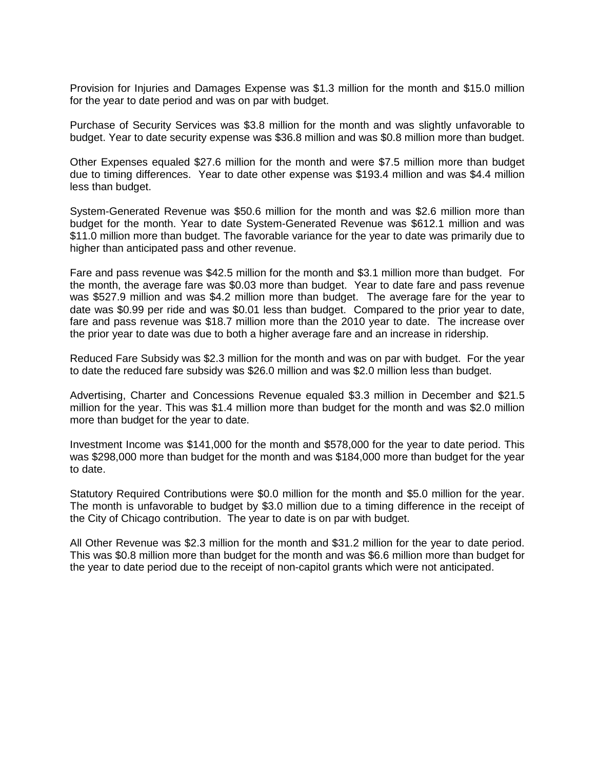Provision for Injuries and Damages Expense was $1.3 million for the month and $15.0 million for the year to date period and was on par with budget.

Purchase of Security Services was $3.8 million for the month and was slightly unfavorable to budget. Year to date security expense was $36.8 million and was $0.8 million more than budget.

Other Expenses equaled $27.6 million for the month and were $7.5 million more than budget due to timing differences. Year to date other expense was $193.4 million and was $4.4 million less than budget.

System-Generated Revenue was $50.6 million for the month and was $2.6 million more than budget for the month. Year to date System-Generated Revenue was $612.1 million and was $11.0 million more than budget. The favorable variance for the year to date was primarily due to higher than anticipated pass and other revenue.

Fare and pass revenue was $42.5 million for the month and $3.1 million more than budget. For the month, the average fare was $0.03 more than budget. Year to date fare and pass revenue was $527.9 million and was $4.2 million more than budget. The average fare for the year to date was $0.99 per ride and was $0.01 less than budget. Compared to the prior year to date, fare and pass revenue was $18.7 million more than the 2010 year to date. The increase over the prior year to date was due to both a higher average fare and an increase in ridership.

Reduced Fare Subsidy was $2.3 million for the month and was on par with budget. For the year to date the reduced fare subsidy was $26.0 million and was $2.0 million less than budget.

Advertising, Charter and Concessions Revenue equaled $3.3 million in December and $21.5 million for the year. This was $1.4 million more than budget for the month and was $2.0 million more than budget for the year to date.

Investment Income was $141,000 for the month and $578,000 for the year to date period. This was $298,000 more than budget for the month and was $184,000 more than budget for the year to date.

Statutory Required Contributions were $0.0 million for the month and $5.0 million for the year. The month is unfavorable to budget by $3.0 million due to a timing difference in the receipt of the City of Chicago contribution. The year to date is on par with budget.

All Other Revenue was $2.3 million for the month and $31.2 million for the year to date period. This was $0.8 million more than budget for the month and was $6.6 million more than budget for the year to date period due to the receipt of non-capitol grants which were not anticipated.